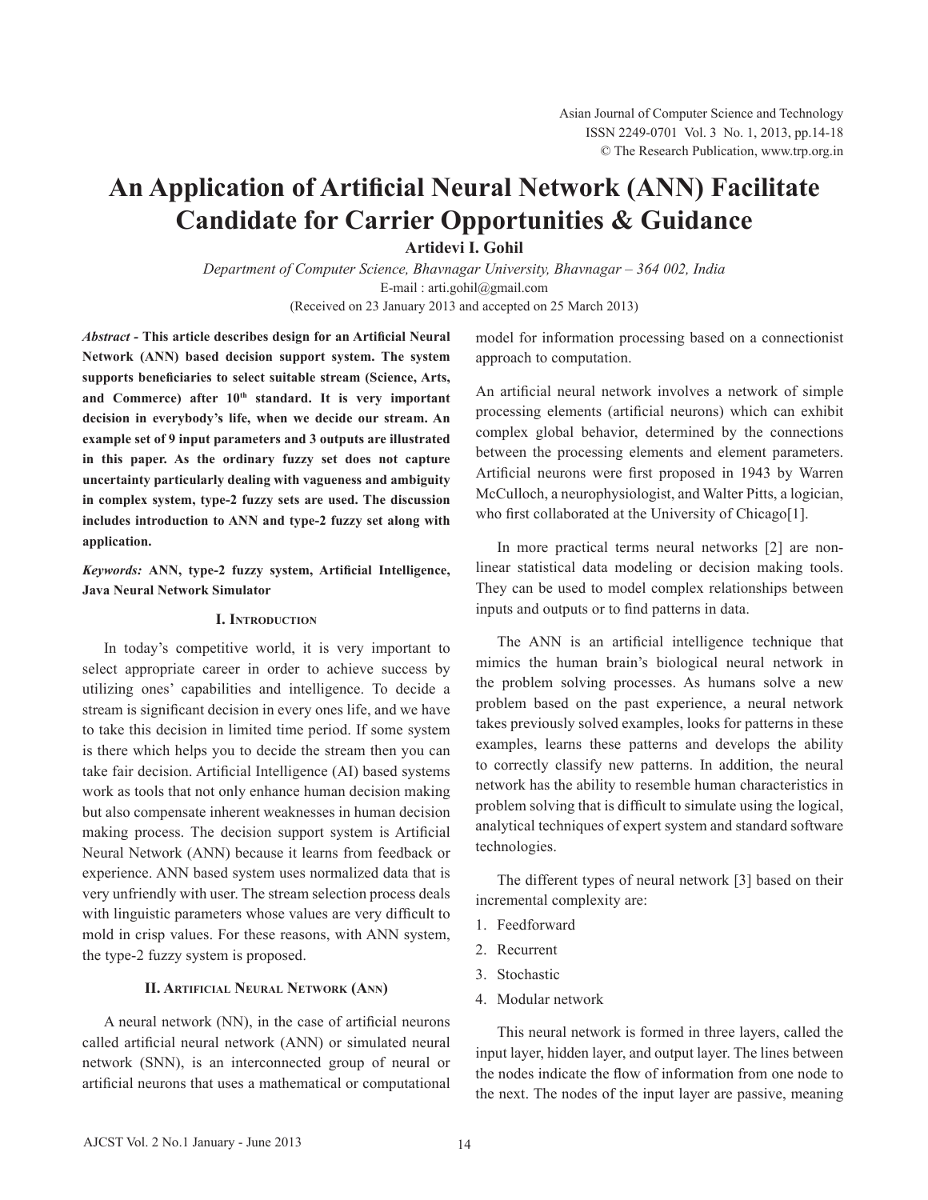# An Application of Artificial Neural Network (ANN) Facilitate Candidate for Carrier Opportunities & Guidance

**Artidevi I. Gohil**

*Department of Computer Science, Bhavnagar University, Bhavnagar – 364 002, India*

E-mail : arti.gohil@gmail.com

(Received on 23 January 2013 and accepted on 25 March 2013)

***Abstract* - This article describes design for an Artificial Neural Network (ANN) based decision support system. The system supports beneficiaries to select suitable stream (Science, Arts, and Commerce) after 10th standard. It is very important decision in everybody's life, when we decide our stream. An example set of 9 input parameters and 3 outputs are illustrated in this paper. As the ordinary fuzzy set does not capture uncertainty particularly dealing with vagueness and ambiguity in complex system, type-2 fuzzy sets are used. The discussion includes introduction to ANN and type-2 fuzzy set along with application.**

***Keywords:* ANN, type-2 fuzzy system, Artificial Intelligence, Java Neural Network Simulator**

## I. Introduction

In today's competitive world, it is very important to select appropriate career in order to achieve success by utilizing ones' capabilities and intelligence. To decide a stream is significant decision in every ones life, and we have to take this decision in limited time period. If some system is there which helps you to decide the stream then you can take fair decision. Artificial Intelligence (AI) based systems work as tools that not only enhance human decision making but also compensate inherent weaknesses in human decision making process. The decision support system is Artificial Neural Network (ANN) because it learns from feedback or experience. ANN based system uses normalized data that is very unfriendly with user. The stream selection process deals with linguistic parameters whose values are very difficult to mold in crisp values. For these reasons, with ANN system, the type-2 fuzzy system is proposed.

## II. Artificial Neural Network (Ann)

A neural network (NN), in the case of artificial neurons called artificial neural network (ANN) or simulated neural network (SNN), is an interconnected group of neural or artificial neurons that uses a mathematical or computational model for information processing based on a connectionist approach to computation.

An artificial neural network involves a network of simple processing elements (artificial neurons) which can exhibit complex global behavior, determined by the connections between the processing elements and element parameters. Artificial neurons were first proposed in 1943 by Warren McCulloch, a neurophysiologist, and Walter Pitts, a logician, who first collaborated at the University of Chicago[1].

In more practical terms neural networks [2] are non-linear statistical data modeling or decision making tools. They can be used to model complex relationships between inputs and outputs or to find patterns in data.

The ANN is an artificial intelligence technique that mimics the human brain's biological neural network in the problem solving processes. As humans solve a new problem based on the past experience, a neural network takes previously solved examples, looks for patterns in these examples, learns these patterns and develops the ability to correctly classify new patterns. In addition, the neural network has the ability to resemble human characteristics in problem solving that is difficult to simulate using the logical, analytical techniques of expert system and standard software technologies.

The different types of neural network [3] based on their incremental complexity are:

1. Feedforward
2. Recurrent
3. Stochastic
4. Modular network

This neural network is formed in three layers, called the input layer, hidden layer, and output layer. The lines between the nodes indicate the flow of information from one node to the next. The nodes of the input layer are passive, meaning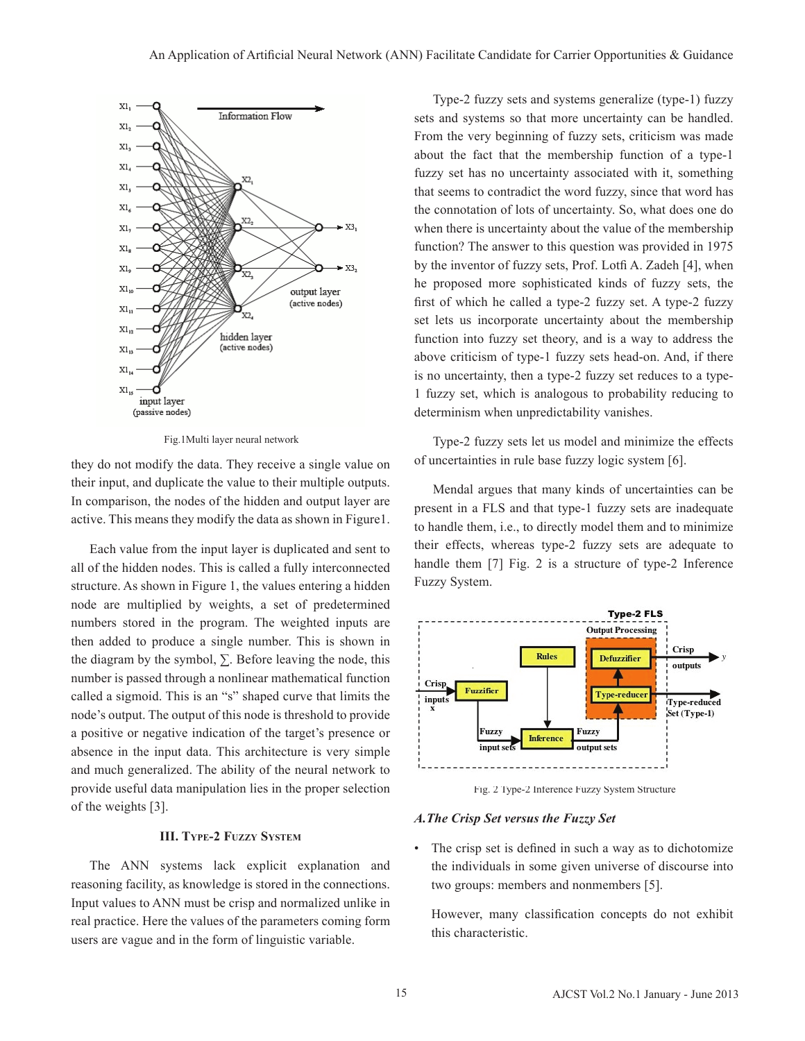Fig.1Multi layer neural network

they do not modify the data. They receive a single value on their input, and duplicate the value to their multiple outputs. In comparison, the nodes of the hidden and output layer are active. This means they modify the data as shown in Figure1.

Each value from the input layer is duplicated and sent to all of the hidden nodes. This is called a fully interconnected structure. As shown in Figure 1, the values entering a hidden node are multiplied by weights, a set of predetermined numbers stored in the program. The weighted inputs are then added to produce a single number. This is shown in the diagram by the symbol, ∑. Before leaving the node, this number is passed through a nonlinear mathematical function called a sigmoid. This is an "s" shaped curve that limits the node's output. The output of this node is threshold to provide a positive or negative indication of the target's presence or absence in the input data. This architecture is very simple and much generalized. The ability of the neural network to provide useful data manipulation lies in the proper selection of the weights [3].

## III. Type-2 Fuzzy System

The ANN systems lack explicit explanation and reasoning facility, as knowledge is stored in the connections. Input values to ANN must be crisp and normalized unlike in real practice. Here the values of the parameters coming form users are vague and in the form of linguistic variable.

Type-2 fuzzy sets and systems generalize (type-1) fuzzy sets and systems so that more uncertainty can be handled. From the very beginning of fuzzy sets, criticism was made about the fact that the membership function of a type-1 fuzzy set has no uncertainty associated with it, something that seems to contradict the word fuzzy, since that word has the connotation of lots of uncertainty. So, what does one do when there is uncertainty about the value of the membership function? The answer to this question was provided in 1975 by the inventor of fuzzy sets, Prof. Lotfi A. Zadeh [4], when he proposed more sophisticated kinds of fuzzy sets, the first of which he called a type-2 fuzzy set. A type-2 fuzzy set lets us incorporate uncertainty about the membership function into fuzzy set theory, and is a way to address the above criticism of type-1 fuzzy sets head-on. And, if there is no uncertainty, then a type-2 fuzzy set reduces to a type-1 fuzzy set, which is analogous to probability reducing to determinism when unpredictability vanishes.

Type-2 fuzzy sets let us model and minimize the effects of uncertainties in rule base fuzzy logic system [6].

Mendal argues that many kinds of uncertainties can be present in a FLS and that type-1 fuzzy sets are inadequate to handle them, i.e., to directly model them and to minimize their effects, whereas type-2 fuzzy sets are adequate to handle them [7] Fig. 2 is a structure of type-2 Inference Fuzzy System.

Fig. 2 Type-2 Inference Fuzzy System Structure

### *A. The Crisp Set versus the Fuzzy Set*

- The crisp set is defined in such a way as to dichotomize the individuals in some given universe of discourse into two groups: members and nonmembers [5].

  However, many classification concepts do not exhibit this characteristic.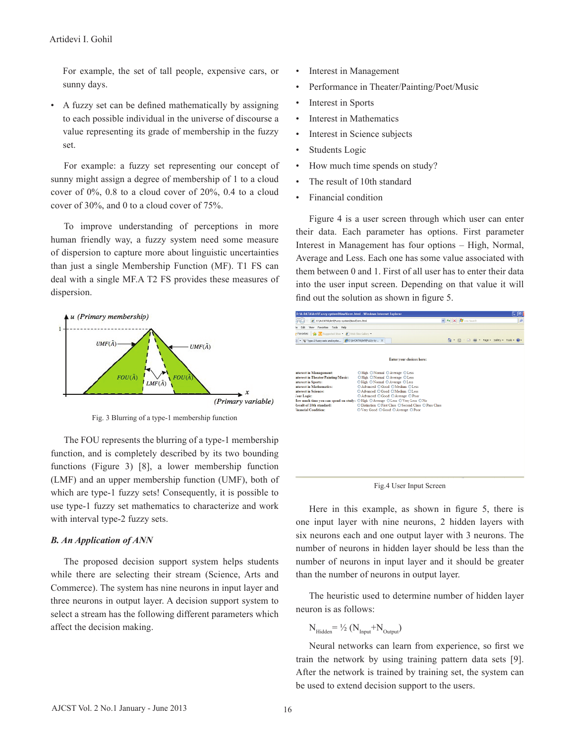For example, the set of tall people, expensive cars, or sunny days.

- A fuzzy set can be defined mathematically by assigning to each possible individual in the universe of discourse a value representing its grade of membership in the fuzzy set.

For example: a fuzzy set representing our concept of sunny might assign a degree of membership of 1 to a cloud cover of 0%, 0.8 to a cloud cover of 20%, 0.4 to a cloud cover of 30%, and 0 to a cloud cover of 75%.

To improve understanding of perceptions in more human friendly way, a fuzzy system need some measure of dispersion to capture more about linguistic uncertainties than just a single Membership Function (MF). T1 FS can deal with a single MF.A T2 FS provides these measures of dispersion.

Fig. 3 Blurring of a type-1 membership function

The FOU represents the blurring of a type-1 membership function, and is completely described by its two bounding functions (Figure 3) [8], a lower membership function (LMF) and an upper membership function (UMF), both of which are type-1 fuzzy sets! Consequently, it is possible to use type-1 fuzzy set mathematics to characterize and work with interval type-2 fuzzy sets.

### *B. An Application of ANN*

The proposed decision support system helps students while there are selecting their stream (Science, Arts and Commerce). The system has nine neurons in input layer and three neurons in output layer. A decision support system to select a stream has the following different parameters which affect the decision making.

- Interest in Management
- Performance in Theater/Painting/Poet/Music
- Interest in Sports
- Interest in Mathematics
- Interest in Science subjects
- Students Logic
- How much time spends on study?
- The result of 10th standard
- Financial condition

Figure 4 is a user screen through which user can enter their data. Each parameter has options. First parameter Interest in Management has four options – High, Normal, Average and Less. Each one has some value associated with them between 0 and 1. First of all user has to enter their data into the user input screen. Depending on that value it will find out the solution as shown in figure 5.

Fig.4 User Input Screen

Here in this example, as shown in figure 5, there is one input layer with nine neurons, 2 hidden layers with six neurons each and one output layer with 3 neurons. The number of neurons in hidden layer should be less than the number of neurons in input layer and it should be greater than the number of neurons in output layer.

The heuristic used to determine number of hidden layer neuron is as follows:

$$N_{Hidden} = ½ (N_{Input} + N_{Output})$$

Neural networks can learn from experience, so first we train the network by using training pattern data sets [9]. After the network is trained by training set, the system can be used to extend decision support to the users.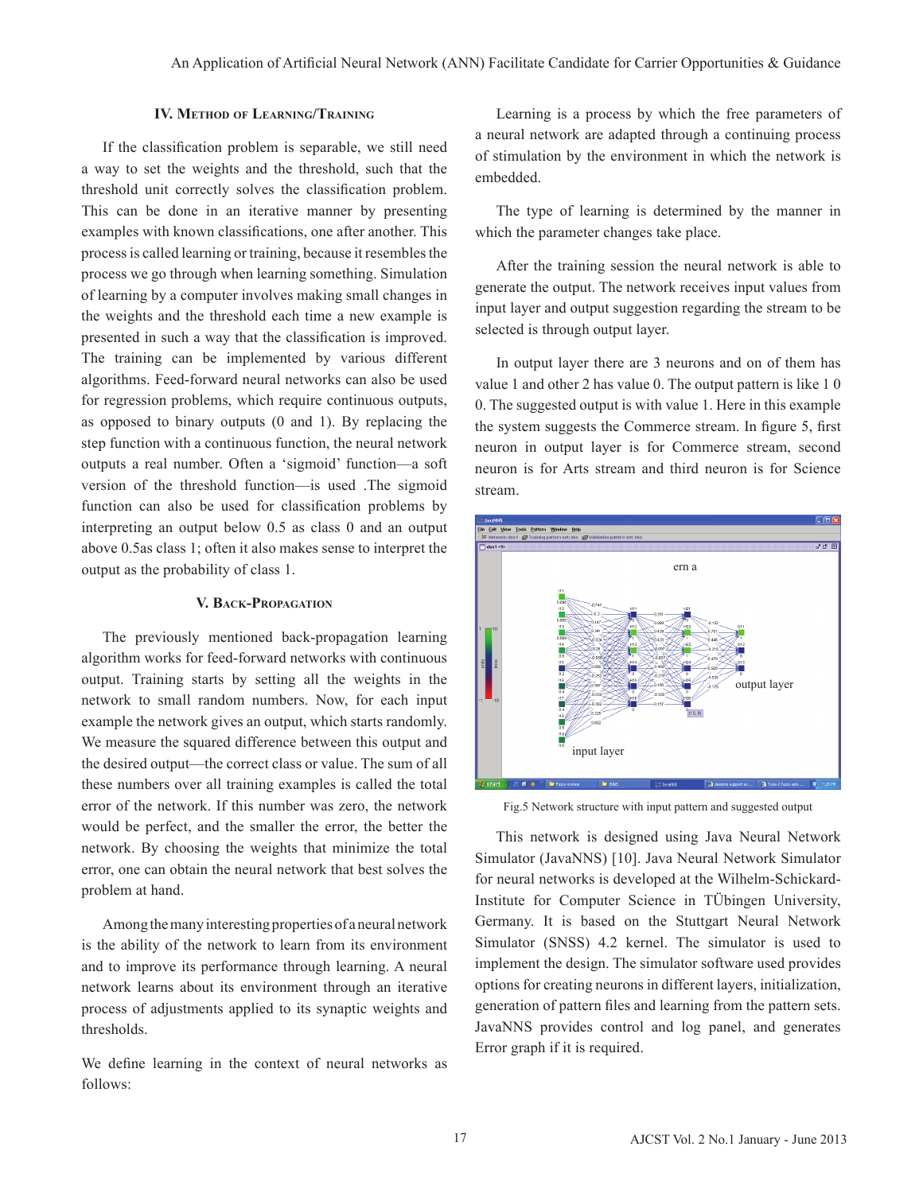## IV. Method of Learning/Training

If the classification problem is separable, we still need a way to set the weights and the threshold, such that the threshold unit correctly solves the classification problem. This can be done in an iterative manner by presenting examples with known classifications, one after another. This process is called learning or training, because it resembles the process we go through when learning something. Simulation of learning by a computer involves making small changes in the weights and the threshold each time a new example is presented in such a way that the classification is improved. The training can be implemented by various different algorithms. Feed-forward neural networks can also be used for regression problems, which require continuous outputs, as opposed to binary outputs (0 and 1). By replacing the step function with a continuous function, the neural network outputs a real number. Often a 'sigmoid' function—a soft version of the threshold function—is used .The sigmoid function can also be used for classification problems by interpreting an output below 0.5 as class 0 and an output above 0.5as class 1; often it also makes sense to interpret the output as the probability of class 1.

## V. Back-Propagation

The previously mentioned back-propagation learning algorithm works for feed-forward networks with continuous output. Training starts by setting all the weights in the network to small random numbers. Now, for each input example the network gives an output, which starts randomly. We measure the squared difference between this output and the desired output—the correct class or value. The sum of all these numbers over all training examples is called the total error of the network. If this number was zero, the network would be perfect, and the smaller the error, the better the network. By choosing the weights that minimize the total error, one can obtain the neural network that best solves the problem at hand.

Among the many interesting properties of a neural network is the ability of the network to learn from its environment and to improve its performance through learning. A neural network learns about its environment through an iterative process of adjustments applied to its synaptic weights and thresholds.

We define learning in the context of neural networks as follows:

Learning is a process by which the free parameters of a neural network are adapted through a continuing process of stimulation by the environment in which the network is embedded.

The type of learning is determined by the manner in which the parameter changes take place.

After the training session the neural network is able to generate the output. The network receives input values from input layer and output suggestion regarding the stream to be selected is through output layer.

In output layer there are 3 neurons and on of them has value 1 and other 2 has value 0. The output pattern is like 1 0 0. The suggested output is with value 1. Here in this example the system suggests the Commerce stream. In figure 5, first neuron in output layer is for Commerce stream, second neuron is for Arts stream and third neuron is for Science stream.

Fig.5 Network structure with input pattern and suggested output

This network is designed using Java Neural Network Simulator (JavaNNS) [10]. Java Neural Network Simulator for neural networks is developed at the Wilhelm-Schickard-Institute for Computer Science in TÜbingen University, Germany. It is based on the Stuttgart Neural Network Simulator (SNSS) 4.2 kernel. The simulator is used to implement the design. The simulator software used provides options for creating neurons in different layers, initialization, generation of pattern files and learning from the pattern sets. JavaNNS provides control and log panel, and generates Error graph if it is required.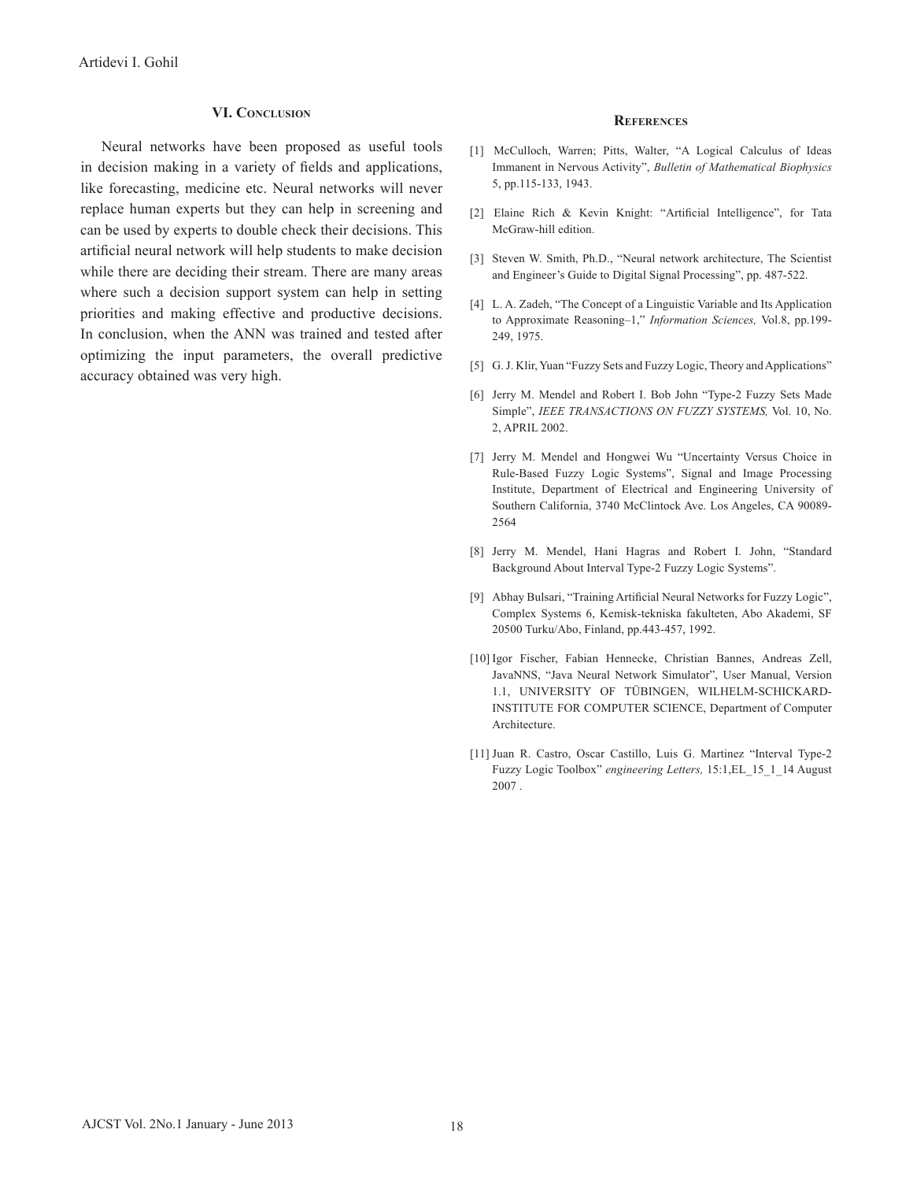## VI. Conclusion

Neural networks have been proposed as useful tools in decision making in a variety of fields and applications, like forecasting, medicine etc. Neural networks will never replace human experts but they can help in screening and can be used by experts to double check their decisions. This artificial neural network will help students to make decision while there are deciding their stream. There are many areas where such a decision support system can help in setting priorities and making effective and productive decisions. In conclusion, when the ANN was trained and tested after optimizing the input parameters, the overall predictive accuracy obtained was very high.

## References

[1] McCulloch, Warren; Pitts, Walter, "A Logical Calculus of Ideas Immanent in Nervous Activity", *Bulletin of Mathematical Biophysics* 5, pp.115-133, 1943.

[2] Elaine Rich & Kevin Knight: "Artificial Intelligence", for Tata McGraw-hill edition.

[3] Steven W. Smith, Ph.D., "Neural network architecture, The Scientist and Engineer's Guide to Digital Signal Processing", pp. 487-522.

[4] L. A. Zadeh, "The Concept of a Linguistic Variable and Its Application to Approximate Reasoning–1," *Information Sciences,* Vol.8, pp.199-249, 1975.

[5] G. J. Klir, Yuan "Fuzzy Sets and Fuzzy Logic, Theory and Applications"

[6] Jerry M. Mendel and Robert I. Bob John "Type-2 Fuzzy Sets Made Simple", *IEEE TRANSACTIONS ON FUZZY SYSTEMS,* Vol. 10, No. 2, APRIL 2002.

[7] Jerry M. Mendel and Hongwei Wu "Uncertainty Versus Choice in Rule-Based Fuzzy Logic Systems", Signal and Image Processing Institute, Department of Electrical and Engineering University of Southern California, 3740 McClintock Ave. Los Angeles, CA 90089-2564

[8] Jerry M. Mendel, Hani Hagras and Robert I. John, "Standard Background About Interval Type-2 Fuzzy Logic Systems".

[9] Abhay Bulsari, "Training Artificial Neural Networks for Fuzzy Logic", Complex Systems 6, Kemisk-tekniska fakulteten, Abo Akademi, SF 20500 Turku/Abo, Finland, pp.443-457, 1992.

[10] Igor Fischer, Fabian Hennecke, Christian Bannes, Andreas Zell, JavaNNS, "Java Neural Network Simulator", User Manual, Version 1.1, UNIVERSITY OF TÜBINGEN, WILHELM-SCHICKARD-INSTITUTE FOR COMPUTER SCIENCE, Department of Computer Architecture.

[11] Juan R. Castro, Oscar Castillo, Luis G. Martinez "Interval Type-2 Fuzzy Logic Toolbox" *engineering Letters,* 15:1,EL_15_1_14 August 2007 .